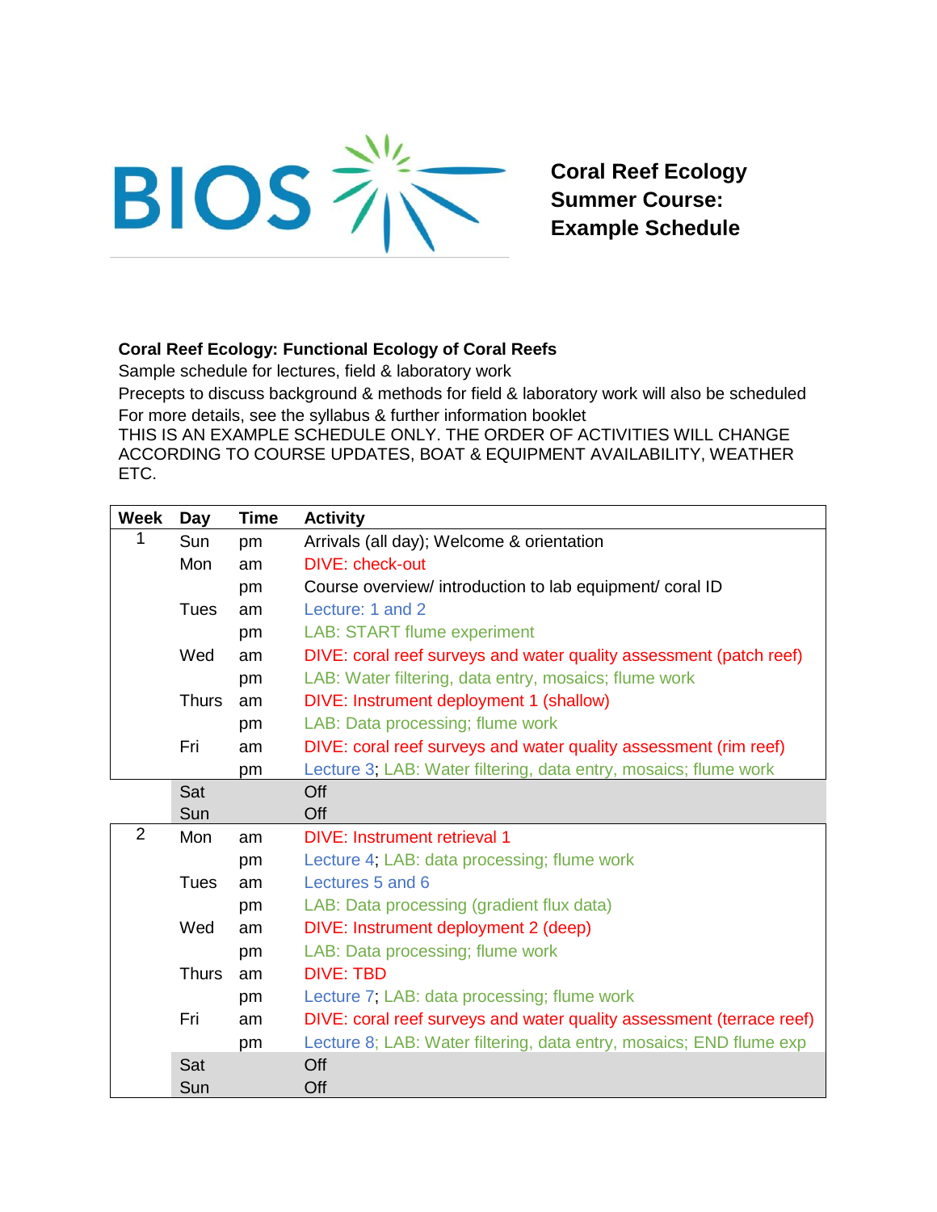BIOS

**Coral Reef Ecology Summer Course: Example Schedule**

**Coral Reef Ecology: Functional Ecology of Coral Reefs**

Sample schedule for lectures, field & laboratory work

Precepts to discuss background & methods for field & laboratory work will also be scheduled

For more details, see the syllabus & further information booklet

THIS IS AN EXAMPLE SCHEDULE ONLY. THE ORDER OF ACTIVITIES WILL CHANGE ACCORDING TO COURSE UPDATES, BOAT & EQUIPMENT AVAILABILITY, WEATHER ETC.

| Week | Day | Time | Activity |
|---|---|---|---|
| 1 | Sun | pm | Arrivals (all day); Welcome & orientation |
| | Mon | am | DIVE: check-out |
| | | pm | Course overview/ introduction to lab equipment/ coral ID |
| | Tues | am | Lecture: 1 and 2 |
| | | pm | LAB: START flume experiment |
| | Wed | am | DIVE: coral reef surveys and water quality assessment (patch reef) |
| | | pm | LAB: Water filtering, data entry, mosaics; flume work |
| | Thurs | am | DIVE: Instrument deployment 1 (shallow) |
| | | pm | LAB: Data processing; flume work |
| | Fri | am | DIVE: coral reef surveys and water quality assessment (rim reef) |
| | | pm | Lecture 3; LAB: Water filtering, data entry, mosaics; flume work |
| | Sat | | Off |
| | Sun | | Off |
| 2 | Mon | am | DIVE: Instrument retrieval 1 |
| | | pm | Lecture 4; LAB: data processing; flume work |
| | Tues | am | Lectures 5 and 6 |
| | | pm | LAB: Data processing (gradient flux data) |
| | Wed | am | DIVE: Instrument deployment 2 (deep) |
| | | pm | LAB: Data processing; flume work |
| | Thurs | am | DIVE: TBD |
| | | pm | Lecture 7; LAB: data processing; flume work |
| | Fri | am | DIVE: coral reef surveys and water quality assessment (terrace reef) |
| | | pm | Lecture 8; LAB: Water filtering, data entry, mosaics; END flume exp |
| | Sat | | Off |
| | Sun | | Off |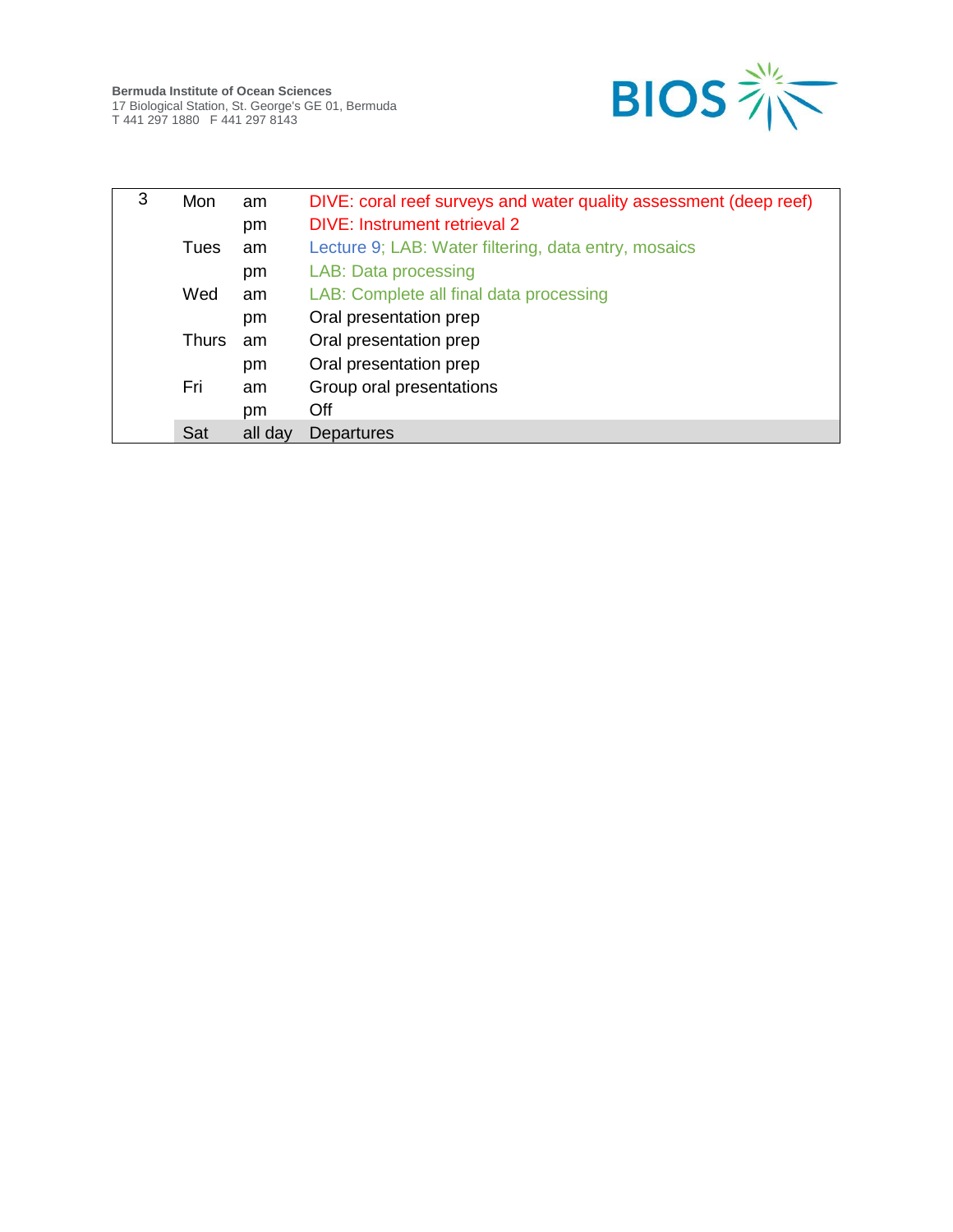| | | | |
|---|---|---|---|
| 3 | Mon | am | DIVE: coral reef surveys and water quality assessment (deep reef) |
| | | pm | DIVE: Instrument retrieval 2 |
| | Tues | am | Lecture 9; LAB: Water filtering, data entry, mosaics |
| | | pm | LAB: Data processing |
| | Wed | am | LAB: Complete all final data processing |
| | | pm | Oral presentation prep |
| | Thurs | am | Oral presentation prep |
| | | pm | Oral presentation prep |
| | Fri | am | Group oral presentations |
| | | pm | Off |
| | Sat | all day | Departures |